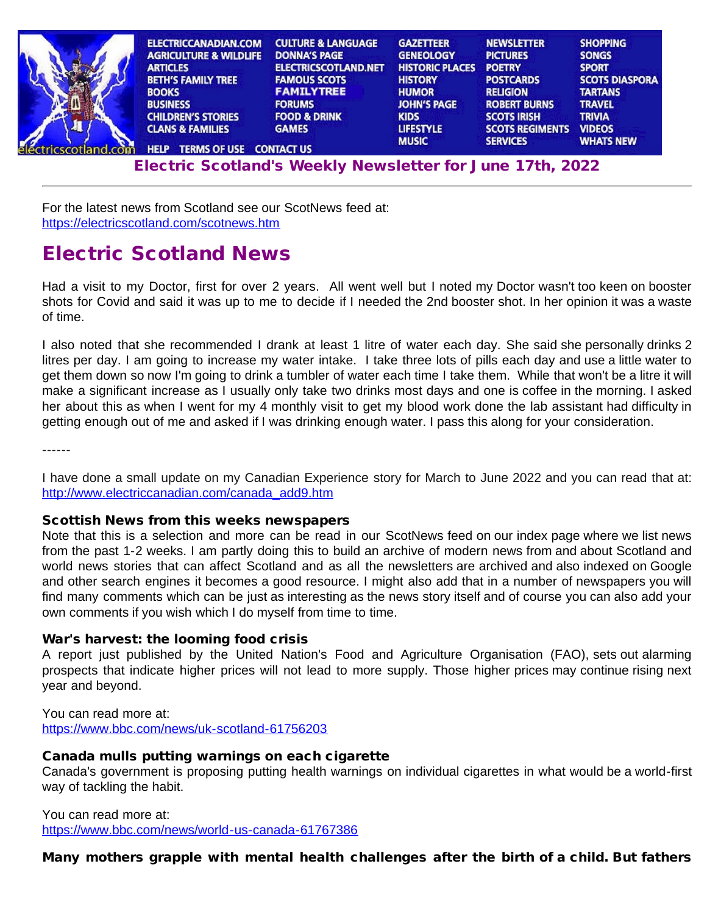ELECTRICCANADIAN.COM | CULTURE & LANGUAGE | GAZETTEER | NEWSLETTER | SHOPPING
AGRICULTURE & WILDLIFE | DONNA'S PAGE | GENEOLOGY | PICTURES | SONGS
ARTICLES | ELECTRICSCOTLAND.NET | HISTORIC PLACES | POETRY | SPORT
BETH'S FAMILY TREE | FAMOUS SCOTS | HISTORY | POSTCARDS | SCOTS DIASPORA
BOOKS | FAMILYTREE | HUMOR | RELIGION | TARTANS
BUSINESS | FORUMS | JOHN'S PAGE | ROBERT BURNS | TRAVEL
CHILDREN'S STORIES | FOOD & DRINK | KIDS | SCOTS IRISH | TRIVIA
CLANS & FAMILIES | GAMES | LIFESTYLE | SCOTS REGIMENTS | VIDEOS
MUSIC | SERVICES | WHATS NEW
HELP | TERMS OF USE | CONTACT US

electricscotland.com

## Electric Scotland's Weekly Newsletter for June 17th, 2022

---

For the latest news from Scotland see our ScotNews feed at:
https://electricscotland.com/scotnews.htm

# Electric Scotland News

Had a visit to my Doctor, first for over 2 years. All went well but I noted my Doctor wasn't too keen on booster shots for Covid and said it was up to me to decide if I needed the 2nd booster shot. In her opinion it was a waste of time.

I also noted that she recommended I drank at least 1 litre of water each day. She said she personally drinks 2 litres per day. I am going to increase my water intake. I take three lots of pills each day and use a little water to get them down so now I'm going to drink a tumbler of water each time I take them. While that won't be a litre it will make a significant increase as I usually only take two drinks most days and one is coffee in the morning. I asked her about this as when I went for my 4 monthly visit to get my blood work done the lab assistant had difficulty in getting enough out of me and asked if I was drinking enough water. I pass this along for your consideration.

------

I have done a small update on my Canadian Experience story for March to June 2022 and you can read that at:
http://www.electriccanadian.com/canada_add9.htm

### Scottish News from this weeks newspapers

Note that this is a selection and more can be read in our ScotNews feed on our index page where we list news from the past 1-2 weeks. I am partly doing this to build an archive of modern news from and about Scotland and world news stories that can affect Scotland and as all the newsletters are archived and also indexed on Google and other search engines it becomes a good resource. I might also add that in a number of newspapers you will find many comments which can be just as interesting as the news story itself and of course you can also add your own comments if you wish which I do myself from time to time.

### War's harvest: the looming food crisis

A report just published by the United Nation's Food and Agriculture Organisation (FAO), sets out alarming prospects that indicate higher prices will not lead to more supply. Those higher prices may continue rising next year and beyond.

You can read more at:
https://www.bbc.com/news/uk-scotland-61756203

### Canada mulls putting warnings on each cigarette

Canada's government is proposing putting health warnings on individual cigarettes in what would be a world-first way of tackling the habit.

You can read more at:
https://www.bbc.com/news/world-us-canada-61767386

### Many mothers grapple with mental health challenges after the birth of a child. But fathers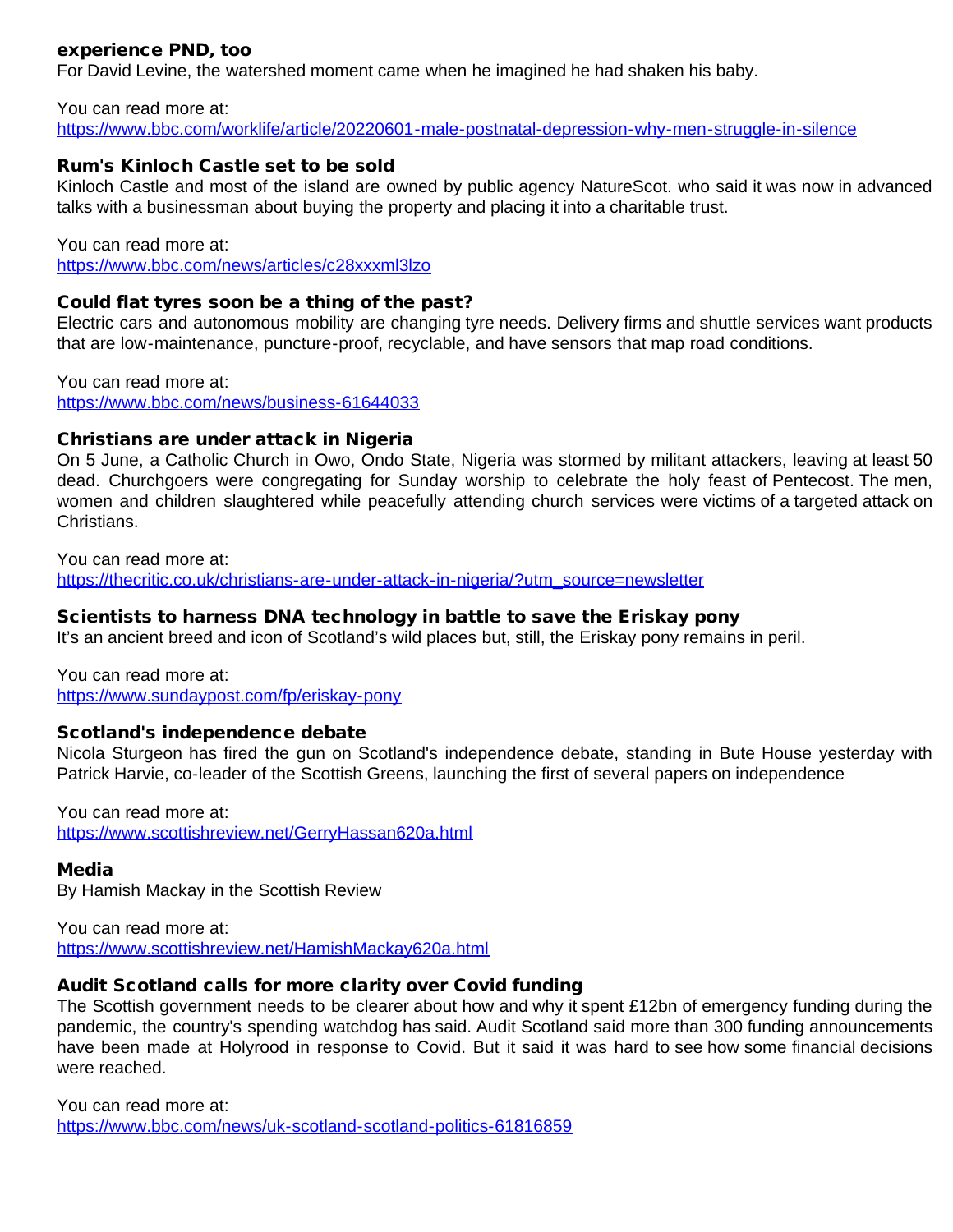### experience PND, too

For David Levine, the watershed moment came when he imagined he had shaken his baby.

You can read more at:
https://www.bbc.com/worklife/article/20220601-male-postnatal-depression-why-men-struggle-in-silence

### Rum's Kinloch Castle set to be sold

Kinloch Castle and most of the island are owned by public agency NatureScot. who said it was now in advanced talks with a businessman about buying the property and placing it into a charitable trust.

You can read more at:
https://www.bbc.com/news/articles/c28xxxml3lzo

### Could flat tyres soon be a thing of the past?

Electric cars and autonomous mobility are changing tyre needs. Delivery firms and shuttle services want products that are low-maintenance, puncture-proof, recyclable, and have sensors that map road conditions.

You can read more at:
https://www.bbc.com/news/business-61644033

### Christians are under attack in Nigeria

On 5 June, a Catholic Church in Owo, Ondo State, Nigeria was stormed by militant attackers, leaving at least 50 dead. Churchgoers were congregating for Sunday worship to celebrate the holy feast of Pentecost. The men, women and children slaughtered while peacefully attending church services were victims of a targeted attack on Christians.

You can read more at:
https://thecritic.co.uk/christians-are-under-attack-in-nigeria/?utm_source=newsletter

### Scientists to harness DNA technology in battle to save the Eriskay pony

It's an ancient breed and icon of Scotland's wild places but, still, the Eriskay pony remains in peril.

You can read more at:
https://www.sundaypost.com/fp/eriskay-pony

### Scotland's independence debate

Nicola Sturgeon has fired the gun on Scotland's independence debate, standing in Bute House yesterday with Patrick Harvie, co-leader of the Scottish Greens, launching the first of several papers on independence

You can read more at:
https://www.scottishreview.net/GerryHassan620a.html

### Media

By Hamish Mackay in the Scottish Review

You can read more at:
https://www.scottishreview.net/HamishMackay620a.html

### Audit Scotland calls for more clarity over Covid funding

The Scottish government needs to be clearer about how and why it spent £12bn of emergency funding during the pandemic, the country's spending watchdog has said. Audit Scotland said more than 300 funding announcements have been made at Holyrood in response to Covid. But it said it was hard to see how some financial decisions were reached.

You can read more at:
https://www.bbc.com/news/uk-scotland-scotland-politics-61816859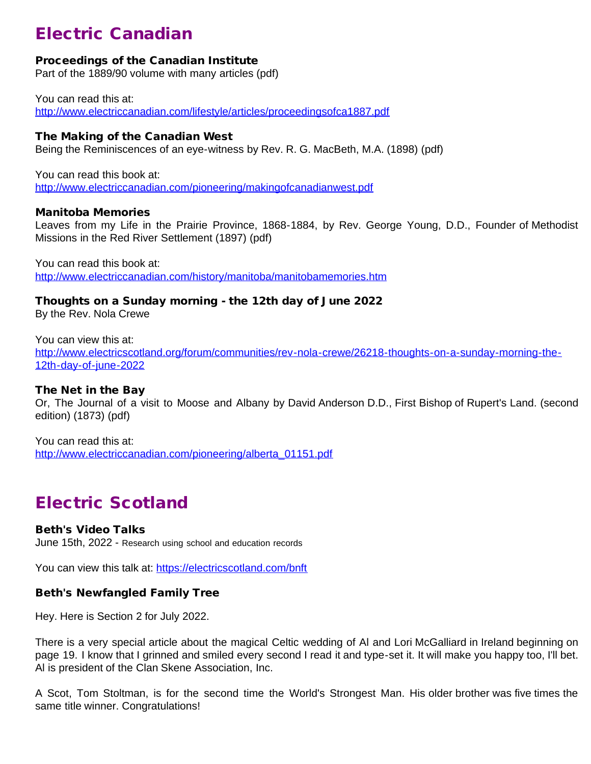# Electric Canadian

### Proceedings of the Canadian Institute

Part of the 1889/90 volume with many articles (pdf)

You can read this at:
http://www.electriccanadian.com/lifestyle/articles/proceedingsofca1887.pdf

### The Making of the Canadian West

Being the Reminiscences of an eye-witness by Rev. R. G. MacBeth, M.A. (1898) (pdf)

You can read this book at:
http://www.electriccanadian.com/pioneering/makingofcanadianwest.pdf

### Manitoba Memories

Leaves from my Life in the Prairie Province, 1868-1884, by Rev. George Young, D.D., Founder of Methodist Missions in the Red River Settlement (1897) (pdf)

You can read this book at:
http://www.electriccanadian.com/history/manitoba/manitobamemories.htm

### Thoughts on a Sunday morning - the 12th day of June 2022

By the Rev. Nola Crewe

You can view this at:
http://www.electricscotland.org/forum/communities/rev-nola-crewe/26218-thoughts-on-a-sunday-morning-the-12th-day-of-june-2022

### The Net in the Bay

Or, The Journal of a visit to Moose and Albany by David Anderson D.D., First Bishop of Rupert's Land. (second edition) (1873) (pdf)

You can read this at:
http://www.electriccanadian.com/pioneering/alberta_01151.pdf

# Electric Scotland

### Beth's Video Talks

June 15th, 2022 - Research using school and education records

You can view this talk at: https://electricscotland.com/bnft

### Beth's Newfangled Family Tree

Hey. Here is Section 2 for July 2022.

There is a very special article about the magical Celtic wedding of Al and Lori McGalliard in Ireland beginning on page 19. I know that I grinned and smiled every second I read it and type-set it. It will make you happy too, I'll bet. Al is president of the Clan Skene Association, Inc.

A Scot, Tom Stoltman, is for the second time the World's Strongest Man. His older brother was five times the same title winner. Congratulations!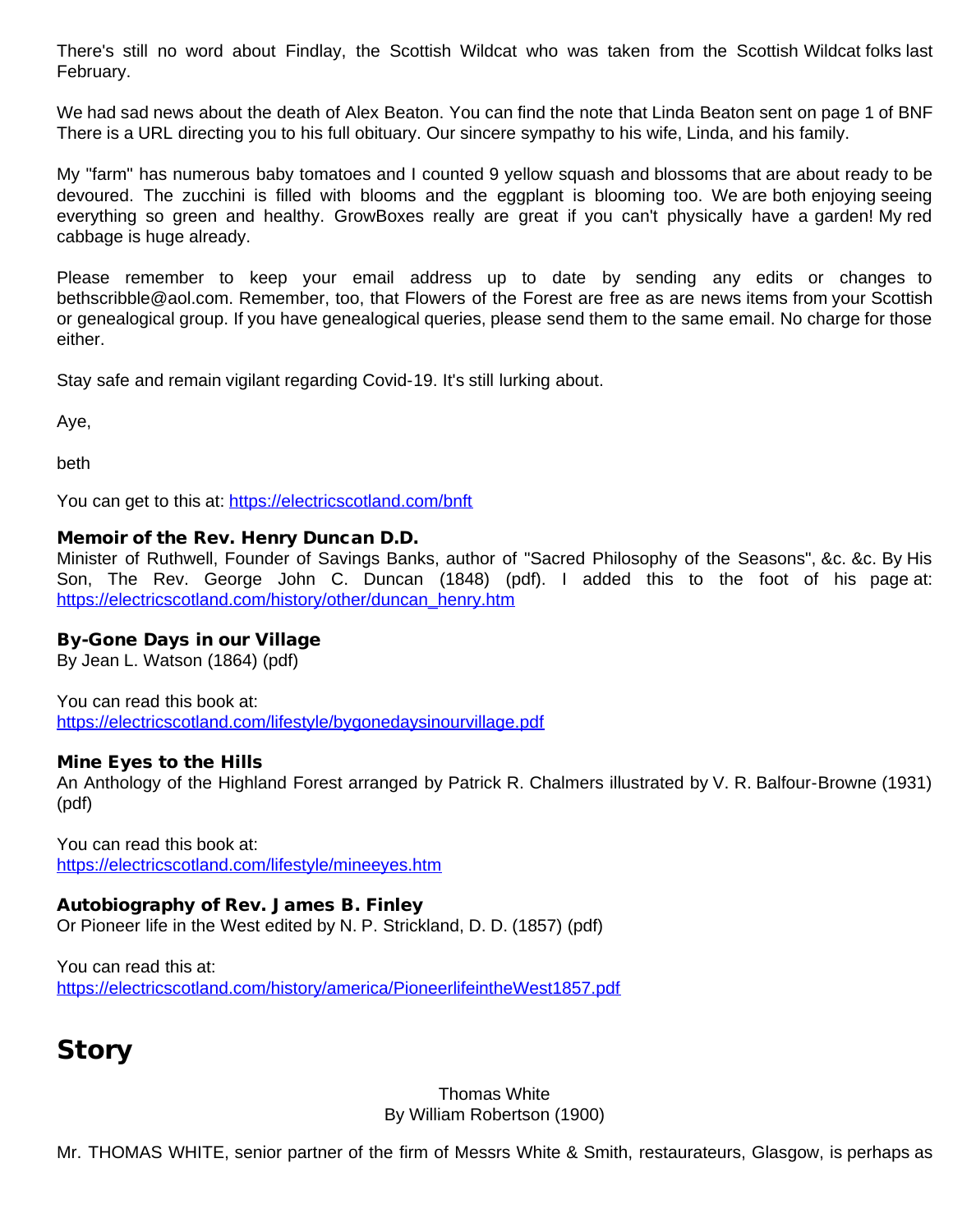There's still no word about Findlay, the Scottish Wildcat who was taken from the Scottish Wildcat folks last February.

We had sad news about the death of Alex Beaton. You can find the note that Linda Beaton sent on page 1 of BNF There is a URL directing you to his full obituary. Our sincere sympathy to his wife, Linda, and his family.

My "farm" has numerous baby tomatoes and I counted 9 yellow squash and blossoms that are about ready to be devoured. The zucchini is filled with blooms and the eggplant is blooming too. We are both enjoying seeing everything so green and healthy. GrowBoxes really are great if you can't physically have a garden! My red cabbage is huge already.

Please remember to keep your email address up to date by sending any edits or changes to bethscribble@aol.com. Remember, too, that Flowers of the Forest are free as are news items from your Scottish or genealogical group. If you have genealogical queries, please send them to the same email. No charge for those either.

Stay safe and remain vigilant regarding Covid-19. It's still lurking about.

Aye,

beth

You can get to this at: https://electricscotland.com/bnft

**Memoir of the Rev. Henry Duncan D.D.**
Minister of Ruthwell, Founder of Savings Banks, author of "Sacred Philosophy of the Seasons", &c. &c. By His Son, The Rev. George John C. Duncan (1848) (pdf). I added this to the foot of his page at: https://electricscotland.com/history/other/duncan_henry.htm

**By-Gone Days in our Village**
By Jean L. Watson (1864) (pdf)

You can read this book at:
https://electricscotland.com/lifestyle/bygonedaysinourvillage.pdf

**Mine Eyes to the Hills**
An Anthology of the Highland Forest arranged by Patrick R. Chalmers illustrated by V. R. Balfour-Browne (1931) (pdf)

You can read this book at:
https://electricscotland.com/lifestyle/mineeyes.htm

**Autobiography of Rev. James B. Finley**
Or Pioneer life in the West edited by N. P. Strickland, D. D. (1857) (pdf)

You can read this at:
https://electricscotland.com/history/america/PioneerlifeintheWest1857.pdf

# Story

Thomas White
By William Robertson (1900)

Mr. THOMAS WHITE, senior partner of the firm of Messrs White & Smith, restaurateurs, Glasgow, is perhaps as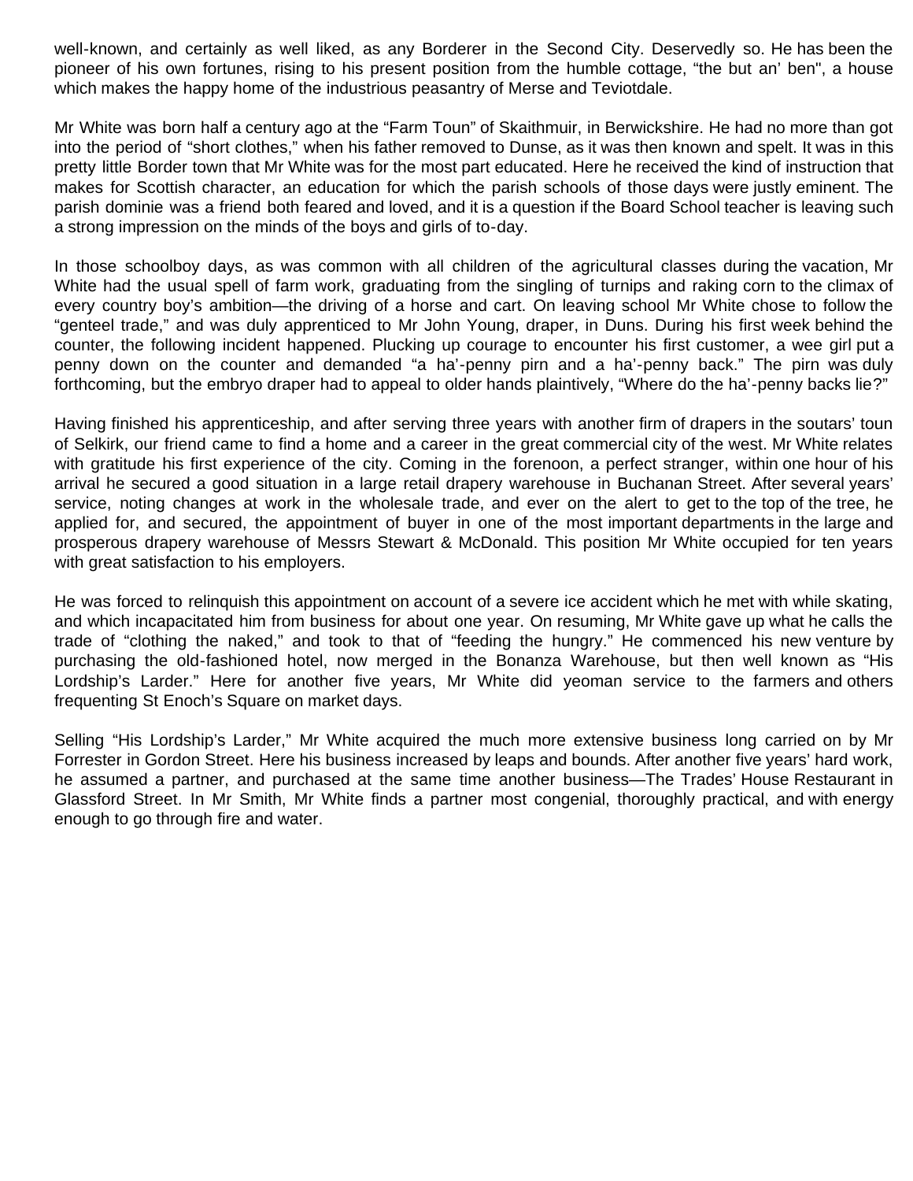well-known, and certainly as well liked, as any Borderer in the Second City. Deservedly so. He has been the pioneer of his own fortunes, rising to his present position from the humble cottage, "the but an' ben", a house which makes the happy home of the industrious peasantry of Merse and Teviotdale.

Mr White was born half a century ago at the "Farm Toun" of Skaithmuir, in Berwickshire. He had no more than got into the period of "short clothes," when his father removed to Dunse, as it was then known and spelt. It was in this pretty little Border town that Mr White was for the most part educated. Here he received the kind of instruction that makes for Scottish character, an education for which the parish schools of those days were justly eminent. The parish dominie was a friend both feared and loved, and it is a question if the Board School teacher is leaving such a strong impression on the minds of the boys and girls of to-day.

In those schoolboy days, as was common with all children of the agricultural classes during the vacation, Mr White had the usual spell of farm work, graduating from the singling of turnips and raking corn to the climax of every country boy's ambition—the driving of a horse and cart. On leaving school Mr White chose to follow the "genteel trade," and was duly apprenticed to Mr John Young, draper, in Duns. During his first week behind the counter, the following incident happened. Plucking up courage to encounter his first customer, a wee girl put a penny down on the counter and demanded "a ha'-penny pirn and a ha'-penny back." The pirn was duly forthcoming, but the embryo draper had to appeal to older hands plaintively, "Where do the ha'-penny backs lie?"

Having finished his apprenticeship, and after serving three years with another firm of drapers in the soutars' toun of Selkirk, our friend came to find a home and a career in the great commercial city of the west. Mr White relates with gratitude his first experience of the city. Coming in the forenoon, a perfect stranger, within one hour of his arrival he secured a good situation in a large retail drapery warehouse in Buchanan Street. After several years' service, noting changes at work in the wholesale trade, and ever on the alert to get to the top of the tree, he applied for, and secured, the appointment of buyer in one of the most important departments in the large and prosperous drapery warehouse of Messrs Stewart & McDonald. This position Mr White occupied for ten years with great satisfaction to his employers.

He was forced to relinquish this appointment on account of a severe ice accident which he met with while skating, and which incapacitated him from business for about one year. On resuming, Mr White gave up what he calls the trade of "clothing the naked," and took to that of "feeding the hungry." He commenced his new venture by purchasing the old-fashioned hotel, now merged in the Bonanza Warehouse, but then well known as "His Lordship's Larder." Here for another five years, Mr White did yeoman service to the farmers and others frequenting St Enoch's Square on market days.

Selling "His Lordship's Larder," Mr White acquired the much more extensive business long carried on by Mr Forrester in Gordon Street. Here his business increased by leaps and bounds. After another five years' hard work, he assumed a partner, and purchased at the same time another business—The Trades' House Restaurant in Glassford Street. In Mr Smith, Mr White finds a partner most congenial, thoroughly practical, and with energy enough to go through fire and water.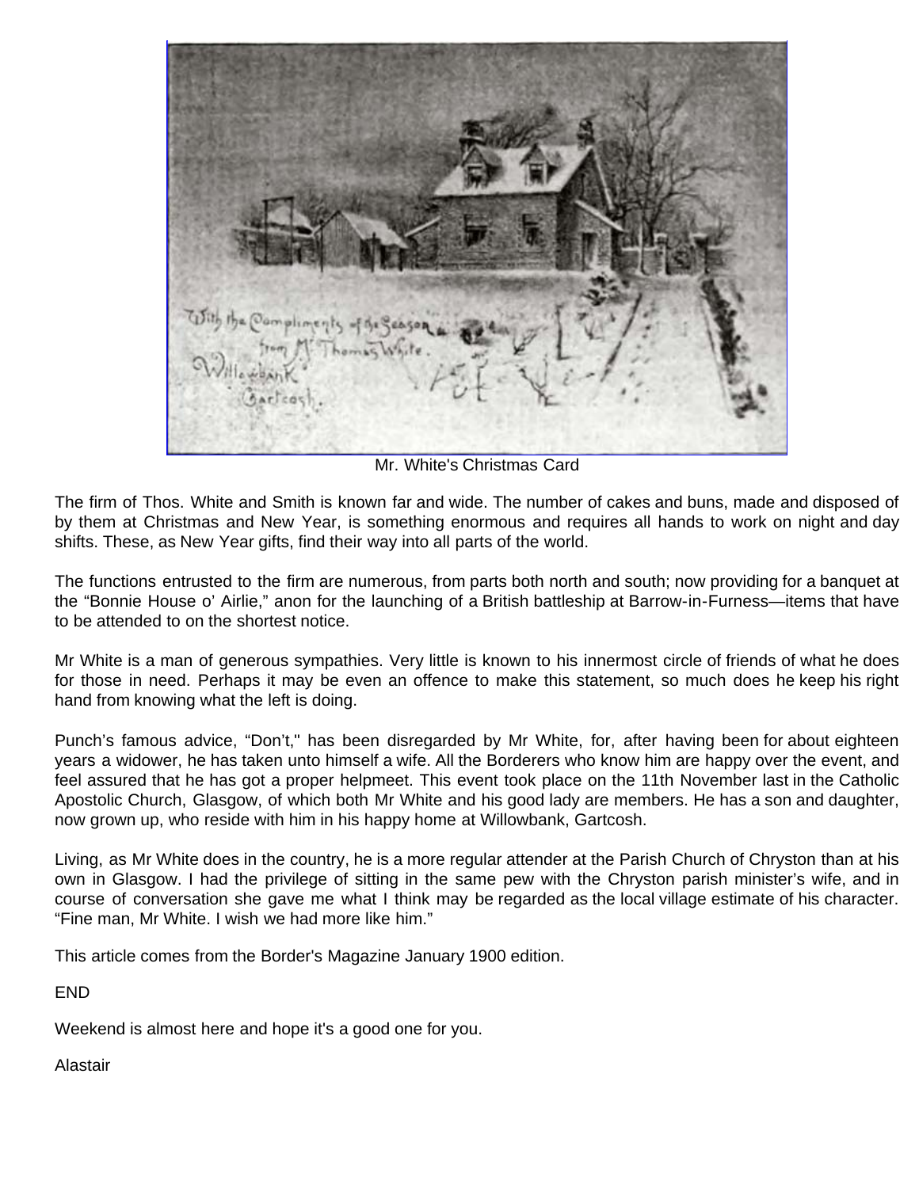Mr. White's Christmas Card

The firm of Thos. White and Smith is known far and wide. The number of cakes and buns, made and disposed of by them at Christmas and New Year, is something enormous and requires all hands to work on night and day shifts. These, as New Year gifts, find their way into all parts of the world.

The functions entrusted to the firm are numerous, from parts both north and south; now providing for a banquet at the “Bonnie House o’ Airlie,” anon for the launching of a British battleship at Barrow-in-Furness—items that have to be attended to on the shortest notice.

Mr White is a man of generous sympathies. Very little is known to his innermost circle of friends of what he does for those in need. Perhaps it may be even an offence to make this statement, so much does he keep his right hand from knowing what the left is doing.

Punch’s famous advice, “Don’t,” has been disregarded by Mr White, for, after having been for about eighteen years a widower, he has taken unto himself a wife. All the Borderers who know him are happy over the event, and feel assured that he has got a proper helpmeet. This event took place on the 11th November last in the Catholic Apostolic Church, Glasgow, of which both Mr White and his good lady are members. He has a son and daughter, now grown up, who reside with him in his happy home at Willowbank, Gartcosh.

Living, as Mr White does in the country, he is a more regular attender at the Parish Church of Chryston than at his own in Glasgow. I had the privilege of sitting in the same pew with the Chryston parish minister’s wife, and in course of conversation she gave me what I think may be regarded as the local village estimate of his character. “Fine man, Mr White. I wish we had more like him.”

This article comes from the Border's Magazine January 1900 edition.

END

Weekend is almost here and hope it's a good one for you.

Alastair